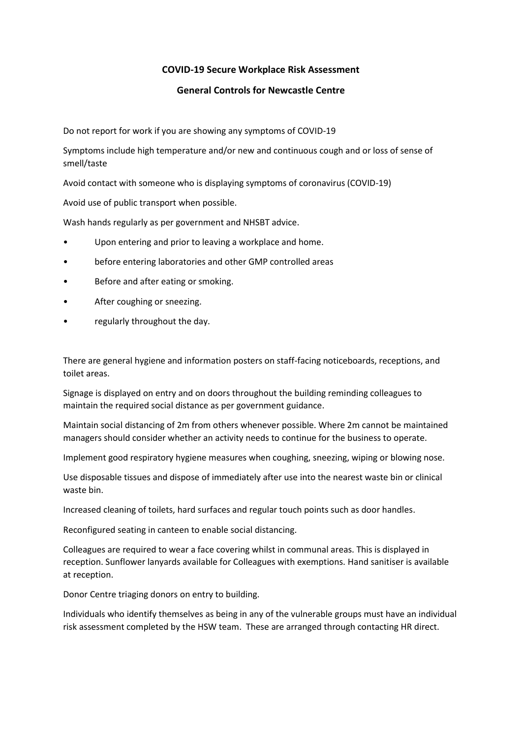# COVID-19 Secure Workplace Risk Assessment

## General Controls for Newcastle Centre

Do not report for work if you are showing any symptoms of COVID-19

Symptoms include high temperature and/or new and continuous cough and or loss of sense of smell/taste

Avoid contact with someone who is displaying symptoms of coronavirus (COVID-19)

Avoid use of public transport when possible.

Wash hands regularly as per government and NHSBT advice.

- Upon entering and prior to leaving a workplace and home.
- before entering laboratories and other GMP controlled areas
- Before and after eating or smoking.
- After coughing or sneezing.
- regularly throughout the day.

There are general hygiene and information posters on staff-facing noticeboards, receptions, and toilet areas.

Signage is displayed on entry and on doors throughout the building reminding colleagues to maintain the required social distance as per government guidance.

Maintain social distancing of 2m from others whenever possible. Where 2m cannot be maintained managers should consider whether an activity needs to continue for the business to operate.

Implement good respiratory hygiene measures when coughing, sneezing, wiping or blowing nose.

Use disposable tissues and dispose of immediately after use into the nearest waste bin or clinical waste bin.

Increased cleaning of toilets, hard surfaces and regular touch points such as door handles.

Reconfigured seating in canteen to enable social distancing.

Colleagues are required to wear a face covering whilst in communal areas. This is displayed in reception. Sunflower lanyards available for Colleagues with exemptions. Hand sanitiser is available at reception.

Donor Centre triaging donors on entry to building.

Individuals who identify themselves as being in any of the vulnerable groups must have an individual risk assessment completed by the HSW team. These are arranged through contacting HR direct.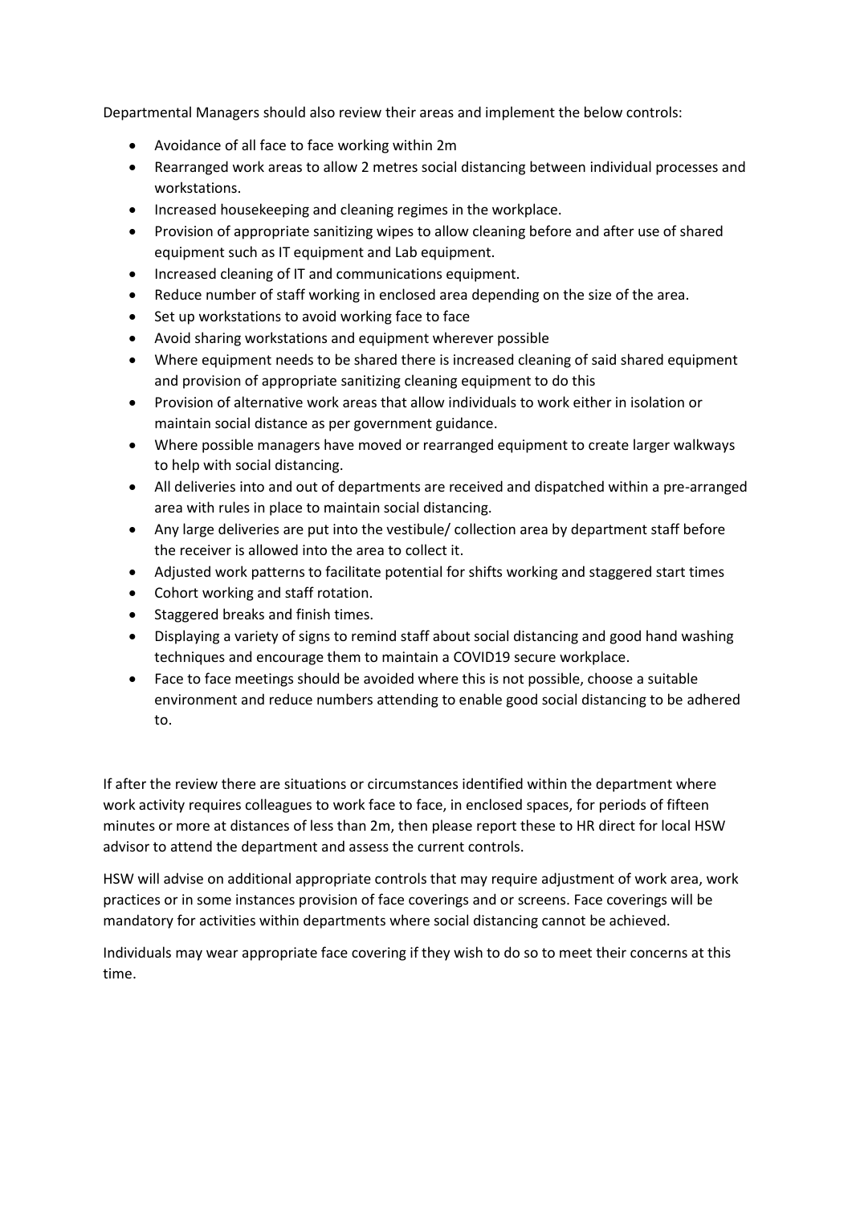Departmental Managers should also review their areas and implement the below controls:

- Avoidance of all face to face working within 2m
- Rearranged work areas to allow 2 metres social distancing between individual processes and workstations.
- Increased housekeeping and cleaning regimes in the workplace.
- Provision of appropriate sanitizing wipes to allow cleaning before and after use of shared equipment such as IT equipment and Lab equipment.
- Increased cleaning of IT and communications equipment.
- Reduce number of staff working in enclosed area depending on the size of the area.
- Set up workstations to avoid working face to face
- Avoid sharing workstations and equipment wherever possible
- Where equipment needs to be shared there is increased cleaning of said shared equipment and provision of appropriate sanitizing cleaning equipment to do this
- Provision of alternative work areas that allow individuals to work either in isolation or maintain social distance as per government guidance.
- Where possible managers have moved or rearranged equipment to create larger walkways to help with social distancing.
- All deliveries into and out of departments are received and dispatched within a pre-arranged area with rules in place to maintain social distancing.
- Any large deliveries are put into the vestibule/ collection area by department staff before the receiver is allowed into the area to collect it.
- Adjusted work patterns to facilitate potential for shifts working and staggered start times
- Cohort working and staff rotation.
- Staggered breaks and finish times.
- Displaying a variety of signs to remind staff about social distancing and good hand washing techniques and encourage them to maintain a COVID19 secure workplace.
- Face to face meetings should be avoided where this is not possible, choose a suitable environment and reduce numbers attending to enable good social distancing to be adhered to.

If after the review there are situations or circumstances identified within the department where work activity requires colleagues to work face to face, in enclosed spaces, for periods of fifteen minutes or more at distances of less than 2m, then please report these to HR direct for local HSW advisor to attend the department and assess the current controls.

HSW will advise on additional appropriate controls that may require adjustment of work area, work practices or in some instances provision of face coverings and or screens. Face coverings will be mandatory for activities within departments where social distancing cannot be achieved.

Individuals may wear appropriate face covering if they wish to do so to meet their concerns at this time.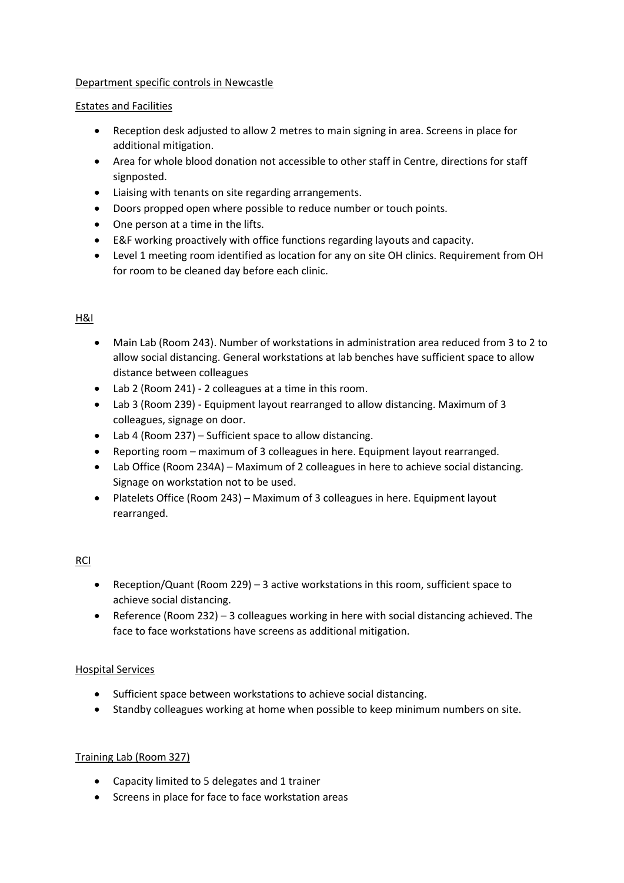Department specific controls in Newcastle

Estates and Facilities

- Reception desk adjusted to allow 2 metres to main signing in area. Screens in place for additional mitigation.
- Area for whole blood donation not accessible to other staff in Centre, directions for staff signposted.
- Liaising with tenants on site regarding arrangements.
- Doors propped open where possible to reduce number or touch points.
- One person at a time in the lifts.
- E&F working proactively with office functions regarding layouts and capacity.
- Level 1 meeting room identified as location for any on site OH clinics. Requirement from OH for room to be cleaned day before each clinic.

H&I

- Main Lab (Room 243). Number of workstations in administration area reduced from 3 to 2 to allow social distancing. General workstations at lab benches have sufficient space to allow distance between colleagues
- Lab 2 (Room 241) - 2 colleagues at a time in this room.
- Lab 3 (Room 239) - Equipment layout rearranged to allow distancing. Maximum of 3 colleagues, signage on door.
- Lab 4 (Room 237) – Sufficient space to allow distancing.
- Reporting room – maximum of 3 colleagues in here. Equipment layout rearranged.
- Lab Office (Room 234A) – Maximum of 2 colleagues in here to achieve social distancing. Signage on workstation not to be used.
- Platelets Office (Room 243) – Maximum of 3 colleagues in here. Equipment layout rearranged.

RCI

- Reception/Quant (Room 229) – 3 active workstations in this room, sufficient space to achieve social distancing.
- Reference (Room 232) – 3 colleagues working in here with social distancing achieved. The face to face workstations have screens as additional mitigation.

Hospital Services

- Sufficient space between workstations to achieve social distancing.
- Standby colleagues working at home when possible to keep minimum numbers on site.

Training Lab (Room 327)

- Capacity limited to 5 delegates and 1 trainer
- Screens in place for face to face workstation areas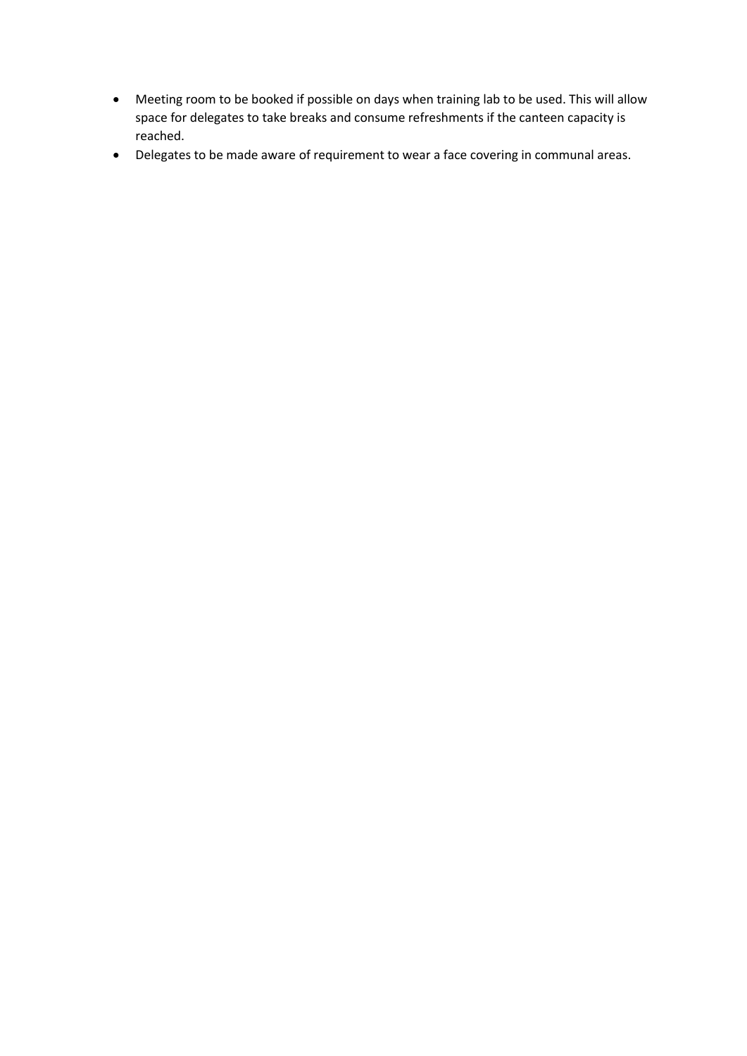- Meeting room to be booked if possible on days when training lab to be used. This will allow space for delegates to take breaks and consume refreshments if the canteen capacity is reached.
- Delegates to be made aware of requirement to wear a face covering in communal areas.